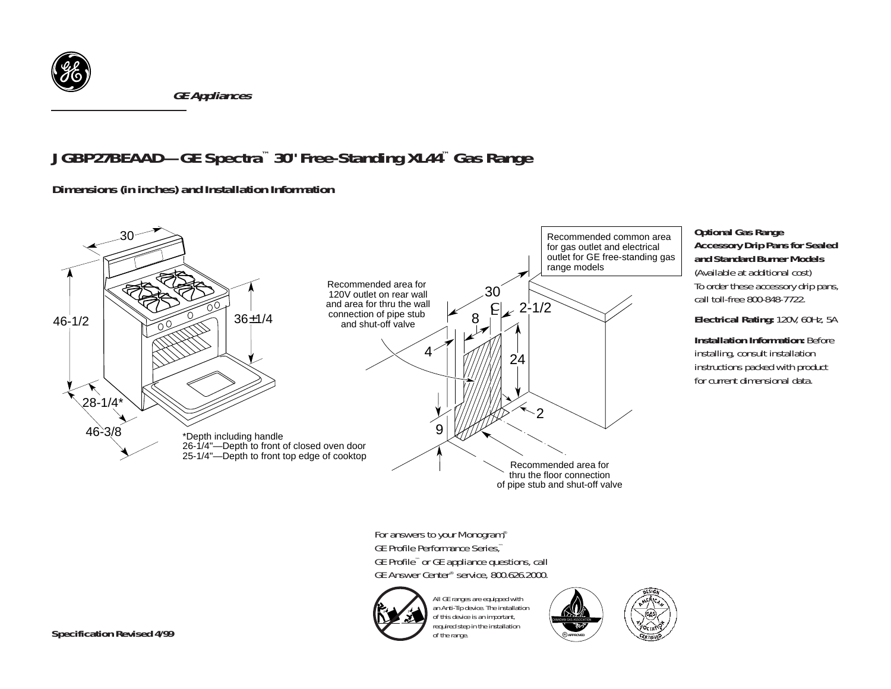GE Appliances

# JGBP27BEAAD—GE Spectra™ 30" Free-Standing XL44™ Gas Range

## Dimensions (in inches) and Installation Information

30

46-1/2

36±1/4

28-1/4*

46-3/8

*Depth including handle
26-1/4"—Depth to front of closed oven door
25-1/4"—Depth to front top edge of cooktop

Recommended area for 120V outlet on rear wall and area for thru the wall connection of pipe stub and shut-off valve

Recommended common area for gas outlet and electrical outlet for GE free-standing gas range models

30

8

2-1/2

4

24

2

9

Recommended area for thru the floor connection of pipe stub and shut-off valve

**Optional Gas Range Accessory Drip Pans for Sealed and Standard Burner Models**
(Available at additional cost)
To order these accessory drip pans, call toll-free 800-848-7722.

**Electrical Rating:** 120V, 60Hz, 5A

**Installation Information:** Before installing, consult installation instructions packed with product for current dimensional data.

For answers to your Monogram®, GE Profile Performance Series,™ GE Profile™ or GE appliance questions, call GE Answer Center® service, 800.626.2000.

All GE ranges are equipped with an Anti-Tip device. The installation of this device is an important, required step in the installation of the range.

**Specification Revised 4/99**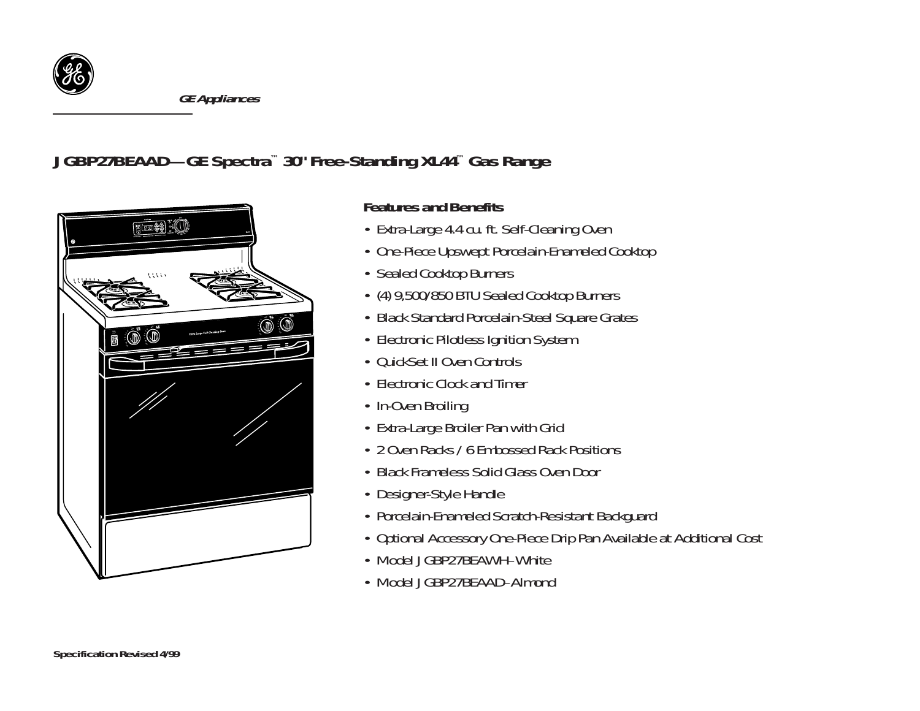GE Appliances

## JGBP27BEAAD—GE Spectra™ 30" Free-Standing XL44™ Gas Range

### Features and Benefits

- Extra-Large 4.4 cu. ft. Self-Cleaning Oven
- One-Piece Upswept Porcelain-Enameled Cooktop
- Sealed Cooktop Burners
- (4) 9,500/850 BTU Sealed Cooktop Burners
- Black Standard Porcelain-Steel Square Grates
- Electronic Pilotless Ignition System
- Quick-Set II Oven Controls
- Electronic Clock and Timer
- In-Oven Broiling
- Extra-Large Broiler Pan with Grid
- 2 Oven Racks / 6 Embossed Rack Positions
- Black Frameless Solid Glass Oven Door
- Designer-Style Handle
- Porcelain-Enameled Scratch-Resistant Backguard
- Optional Accessory One-Piece Drip Pan Available at Additional Cost
- Model JGBP27BEAWH–White
- Model JGBP27BEAAD–Almond

**Specification Revised 4/99**